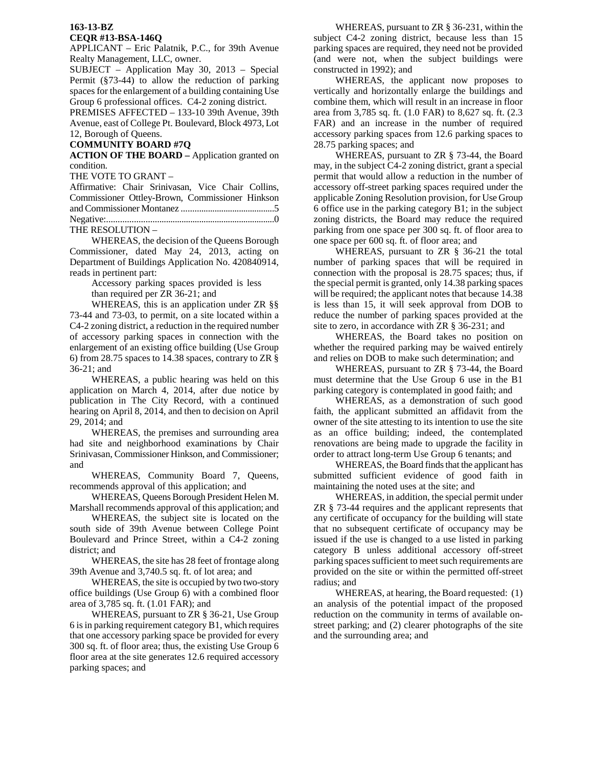**163-13-BZ**

**CEQR #13-BSA-146Q**

APPLICANT – Eric Palatnik, P.C., for 39th Avenue Realty Management, LLC, owner.

SUBJECT – Application May 30, 2013 – Special Permit (§73-44) to allow the reduction of parking spaces for the enlargement of a building containing Use Group 6 professional offices. C4-2 zoning district.

PREMISES AFFECTED – 133-10 39th Avenue, 39th Avenue, east of College Pt. Boulevard, Block 4973, Lot 12, Borough of Queens.

**COMMUNITY BOARD #7Q**

**ACTION OF THE BOARD –** Application granted on condition.

THE VOTE TO GRANT –

Affirmative: Chair Srinivasan, Vice Chair Collins, Commissioner Ottley-Brown, Commissioner Hinkson and Commissioner Montanez ..........................................5

Negative:..........................................................................0

THE RESOLUTION –

WHEREAS, the decision of the Queens Borough Commissioner, dated May 24, 2013, acting on Department of Buildings Application No. 420840914, reads in pertinent part:

> Accessory parking spaces provided is less than required per ZR 36-21; and

WHEREAS, this is an application under ZR §§ 73-44 and 73-03, to permit, on a site located within a C4-2 zoning district, a reduction in the required number of accessory parking spaces in connection with the enlargement of an existing office building (Use Group 6) from 28.75 spaces to 14.38 spaces, contrary to ZR § 36-21; and

WHEREAS, a public hearing was held on this application on March 4, 2014, after due notice by publication in The City Record, with a continued hearing on April 8, 2014, and then to decision on April 29, 2014; and

WHEREAS, the premises and surrounding area had site and neighborhood examinations by Chair Srinivasan, Commissioner Hinkson, and Commissioner; and

WHEREAS, Community Board 7, Queens, recommends approval of this application; and

WHEREAS, Queens Borough President Helen M. Marshall recommends approval of this application; and

WHEREAS, the subject site is located on the south side of 39th Avenue between College Point Boulevard and Prince Street, within a C4-2 zoning district; and

WHEREAS, the site has 28 feet of frontage along 39th Avenue and 3,740.5 sq. ft. of lot area; and

WHEREAS, the site is occupied by two two-story office buildings (Use Group 6) with a combined floor area of 3,785 sq. ft. (1.01 FAR); and

WHEREAS, pursuant to ZR § 36-21, Use Group 6 is in parking requirement category B1, which requires that one accessory parking space be provided for every 300 sq. ft. of floor area; thus, the existing Use Group 6 floor area at the site generates 12.6 required accessory parking spaces; and

WHEREAS, pursuant to ZR § 36-231, within the subject C4-2 zoning district, because less than 15 parking spaces are required, they need not be provided (and were not, when the subject buildings were constructed in 1992); and

WHEREAS, the applicant now proposes to vertically and horizontally enlarge the buildings and combine them, which will result in an increase in floor area from 3,785 sq. ft. (1.0 FAR) to 8,627 sq. ft. (2.3 FAR) and an increase in the number of required accessory parking spaces from 12.6 parking spaces to 28.75 parking spaces; and

WHEREAS, pursuant to ZR § 73-44, the Board may, in the subject C4-2 zoning district, grant a special permit that would allow a reduction in the number of accessory off-street parking spaces required under the applicable Zoning Resolution provision, for Use Group 6 office use in the parking category B1; in the subject zoning districts, the Board may reduce the required parking from one space per 300 sq. ft. of floor area to one space per 600 sq. ft. of floor area; and

WHEREAS, pursuant to ZR § 36-21 the total number of parking spaces that will be required in connection with the proposal is 28.75 spaces; thus, if the special permit is granted, only 14.38 parking spaces will be required; the applicant notes that because 14.38 is less than 15, it will seek approval from DOB to reduce the number of parking spaces provided at the site to zero, in accordance with ZR § 36-231; and

WHEREAS, the Board takes no position on whether the required parking may be waived entirely and relies on DOB to make such determination; and

WHEREAS, pursuant to ZR § 73-44, the Board must determine that the Use Group 6 use in the B1 parking category is contemplated in good faith; and

WHEREAS, as a demonstration of such good faith, the applicant submitted an affidavit from the owner of the site attesting to its intention to use the site as an office building; indeed, the contemplated renovations are being made to upgrade the facility in order to attract long-term Use Group 6 tenants; and

WHEREAS, the Board finds that the applicant has submitted sufficient evidence of good faith in maintaining the noted uses at the site; and

WHEREAS, in addition, the special permit under ZR § 73-44 requires and the applicant represents that any certificate of occupancy for the building will state that no subsequent certificate of occupancy may be issued if the use is changed to a use listed in parking category B unless additional accessory off-street parking spaces sufficient to meet such requirements are provided on the site or within the permitted off-street radius; and

WHEREAS, at hearing, the Board requested: (1) an analysis of the potential impact of the proposed reduction on the community in terms of available on-street parking; and (2) clearer photographs of the site and the surrounding area; and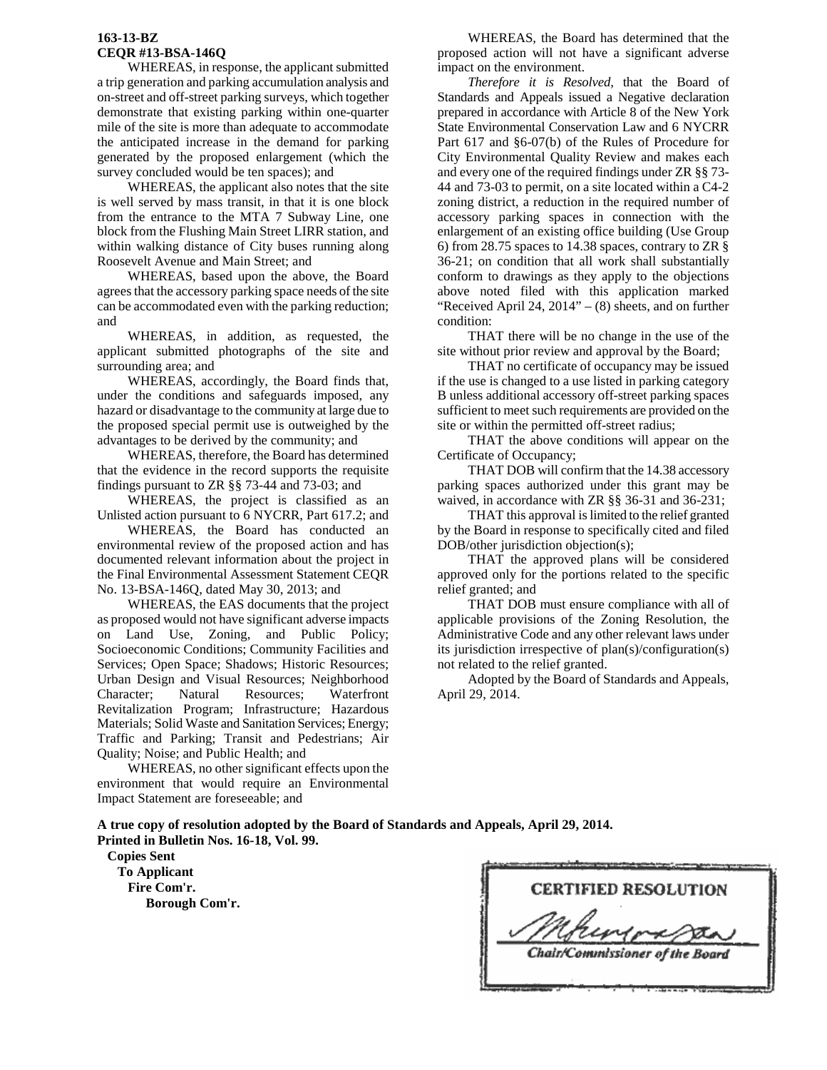**163-13-BZ**
**CEQR #13-BSA-146Q**

WHEREAS, in response, the applicant submitted a trip generation and parking accumulation analysis and on-street and off-street parking surveys, which together demonstrate that existing parking within one-quarter mile of the site is more than adequate to accommodate the anticipated increase in the demand for parking generated by the proposed enlargement (which the survey concluded would be ten spaces); and

WHEREAS, the applicant also notes that the site is well served by mass transit, in that it is one block from the entrance to the MTA 7 Subway Line, one block from the Flushing Main Street LIRR station, and within walking distance of City buses running along Roosevelt Avenue and Main Street; and

WHEREAS, based upon the above, the Board agrees that the accessory parking space needs of the site can be accommodated even with the parking reduction; and

WHEREAS, in addition, as requested, the applicant submitted photographs of the site and surrounding area; and

WHEREAS, accordingly, the Board finds that, under the conditions and safeguards imposed, any hazard or disadvantage to the community at large due to the proposed special permit use is outweighed by the advantages to be derived by the community; and

WHEREAS, therefore, the Board has determined that the evidence in the record supports the requisite findings pursuant to ZR §§ 73-44 and 73-03; and

WHEREAS, the project is classified as an Unlisted action pursuant to 6 NYCRR, Part 617.2; and

WHEREAS, the Board has conducted an environmental review of the proposed action and has documented relevant information about the project in the Final Environmental Assessment Statement CEQR No. 13-BSA-146Q, dated May 30, 2013; and

WHEREAS, the EAS documents that the project as proposed would not have significant adverse impacts on Land Use, Zoning, and Public Policy; Socioeconomic Conditions; Community Facilities and Services; Open Space; Shadows; Historic Resources; Urban Design and Visual Resources; Neighborhood Character; Natural Resources; Waterfront Revitalization Program; Infrastructure; Hazardous Materials; Solid Waste and Sanitation Services; Energy; Traffic and Parking; Transit and Pedestrians; Air Quality; Noise; and Public Health; and

WHEREAS, no other significant effects upon the environment that would require an Environmental Impact Statement are foreseeable; and

WHEREAS, the Board has determined that the proposed action will not have a significant adverse impact on the environment.

*Therefore it is Resolved*, that the Board of Standards and Appeals issued a Negative declaration prepared in accordance with Article 8 of the New York State Environmental Conservation Law and 6 NYCRR Part 617 and §6-07(b) of the Rules of Procedure for City Environmental Quality Review and makes each and every one of the required findings under ZR §§ 73-44 and 73-03 to permit, on a site located within a C4-2 zoning district, a reduction in the required number of accessory parking spaces in connection with the enlargement of an existing office building (Use Group 6) from 28.75 spaces to 14.38 spaces, contrary to ZR § 36-21; on condition that all work shall substantially conform to drawings as they apply to the objections above noted filed with this application marked "Received April 24, 2014" – (8) sheets, and on further condition:

THAT there will be no change in the use of the site without prior review and approval by the Board;

THAT no certificate of occupancy may be issued if the use is changed to a use listed in parking category B unless additional accessory off-street parking spaces sufficient to meet such requirements are provided on the site or within the permitted off-street radius;

THAT the above conditions will appear on the Certificate of Occupancy;

THAT DOB will confirm that the 14.38 accessory parking spaces authorized under this grant may be waived, in accordance with ZR §§ 36-31 and 36-231;

THAT this approval is limited to the relief granted by the Board in response to specifically cited and filed DOB/other jurisdiction objection(s);

THAT the approved plans will be considered approved only for the portions related to the specific relief granted; and

THAT DOB must ensure compliance with all of applicable provisions of the Zoning Resolution, the Administrative Code and any other relevant laws under its jurisdiction irrespective of plan(s)/configuration(s) not related to the relief granted.

Adopted by the Board of Standards and Appeals, April 29, 2014.

**A true copy of resolution adopted by the Board of Standards and Appeals, April 29, 2014.**
**Printed in Bulletin Nos. 16-18, Vol. 99.**

**Copies Sent**
**To Applicant**
**Fire Com'r.**
**Borough Com'r.**

CERTIFIED RESOLUTION

Chair/Commissioner of the Board